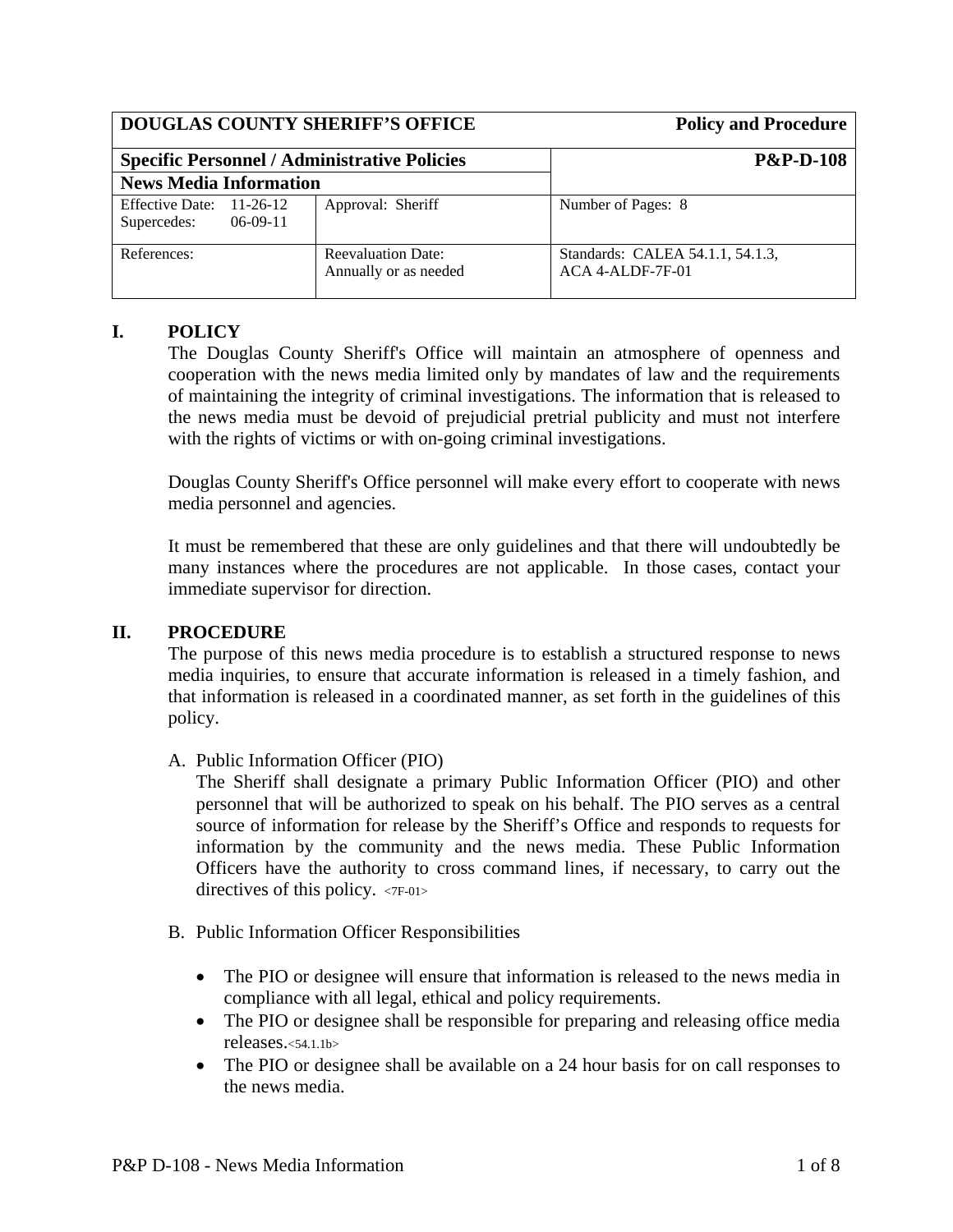| DOUGLAS COUNTY SHERIFF'S OFFICE | | Policy and Procedure |
|---|---|---|
| **Specific Personnel / Administrative Policies** | | **P&P-D-108** |
| **News Media Information** | | |
| Effective Date: 11-26-12<br>Supercedes: 06-09-11 | Approval: Sheriff | Number of Pages: 8 |
| References: | Reevaluation Date:<br>Annually or as needed | Standards: CALEA 54.1.1, 54.1.3, ACA 4-ALDF-7F-01 |

## I. POLICY

The Douglas County Sheriff's Office will maintain an atmosphere of openness and cooperation with the news media limited only by mandates of law and the requirements of maintaining the integrity of criminal investigations. The information that is released to the news media must be devoid of prejudicial pretrial publicity and must not interfere with the rights of victims or with on-going criminal investigations.

Douglas County Sheriff's Office personnel will make every effort to cooperate with news media personnel and agencies.

It must be remembered that these are only guidelines and that there will undoubtedly be many instances where the procedures are not applicable. In those cases, contact your immediate supervisor for direction.

## II. PROCEDURE

The purpose of this news media procedure is to establish a structured response to news media inquiries, to ensure that accurate information is released in a timely fashion, and that information is released in a coordinated manner, as set forth in the guidelines of this policy.

A. Public Information Officer (PIO)

The Sheriff shall designate a primary Public Information Officer (PIO) and other personnel that will be authorized to speak on his behalf. The PIO serves as a central source of information for release by the Sheriff's Office and responds to requests for information by the community and the news media. These Public Information Officers have the authority to cross command lines, if necessary, to carry out the directives of this policy. <7F-01>

B. Public Information Officer Responsibilities

- The PIO or designee will ensure that information is released to the news media in compliance with all legal, ethical and policy requirements.
- The PIO or designee shall be responsible for preparing and releasing office media releases.<54.1.1b>
- The PIO or designee shall be available on a 24 hour basis for on call responses to the news media.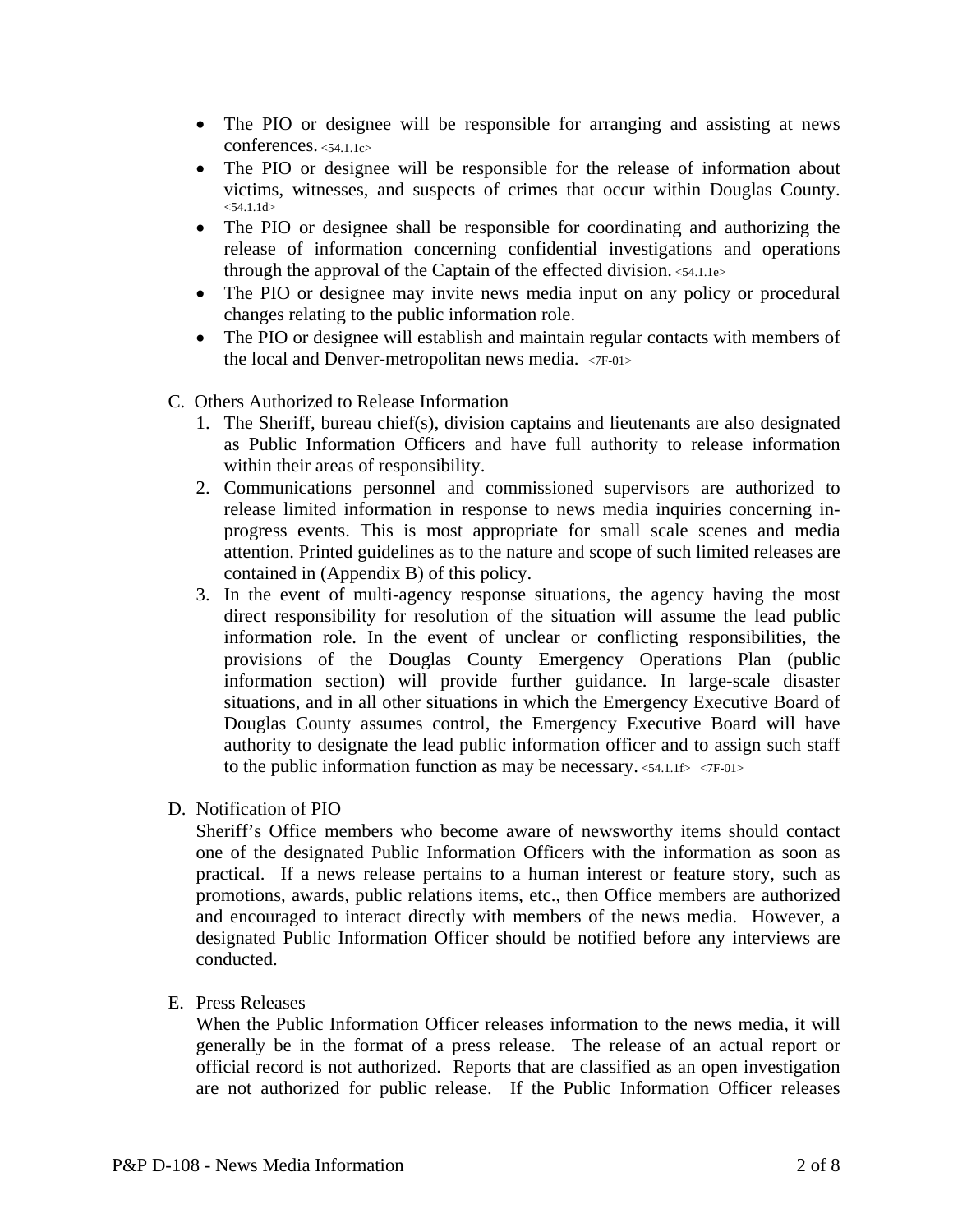- The PIO or designee will be responsible for arranging and assisting at news conferences. <54.1.1c>
- The PIO or designee will be responsible for the release of information about victims, witnesses, and suspects of crimes that occur within Douglas County. <54.1.1d>
- The PIO or designee shall be responsible for coordinating and authorizing the release of information concerning confidential investigations and operations through the approval of the Captain of the effected division. <54.1.1e>
- The PIO or designee may invite news media input on any policy or procedural changes relating to the public information role.
- The PIO or designee will establish and maintain regular contacts with members of the local and Denver-metropolitan news media. <7F-01>

C. Others Authorized to Release Information

1. The Sheriff, bureau chief(s), division captains and lieutenants are also designated as Public Information Officers and have full authority to release information within their areas of responsibility.
2. Communications personnel and commissioned supervisors are authorized to release limited information in response to news media inquiries concerning in-progress events. This is most appropriate for small scale scenes and media attention. Printed guidelines as to the nature and scope of such limited releases are contained in (Appendix B) of this policy.
3. In the event of multi-agency response situations, the agency having the most direct responsibility for resolution of the situation will assume the lead public information role. In the event of unclear or conflicting responsibilities, the provisions of the Douglas County Emergency Operations Plan (public information section) will provide further guidance. In large-scale disaster situations, and in all other situations in which the Emergency Executive Board of Douglas County assumes control, the Emergency Executive Board will have authority to designate the lead public information officer and to assign such staff to the public information function as may be necessary. <54.1.1f> <7F-01>

D. Notification of PIO

Sheriff's Office members who become aware of newsworthy items should contact one of the designated Public Information Officers with the information as soon as practical. If a news release pertains to a human interest or feature story, such as promotions, awards, public relations items, etc., then Office members are authorized and encouraged to interact directly with members of the news media. However, a designated Public Information Officer should be notified before any interviews are conducted.

E. Press Releases

When the Public Information Officer releases information to the news media, it will generally be in the format of a press release. The release of an actual report or official record is not authorized. Reports that are classified as an open investigation are not authorized for public release. If the Public Information Officer releases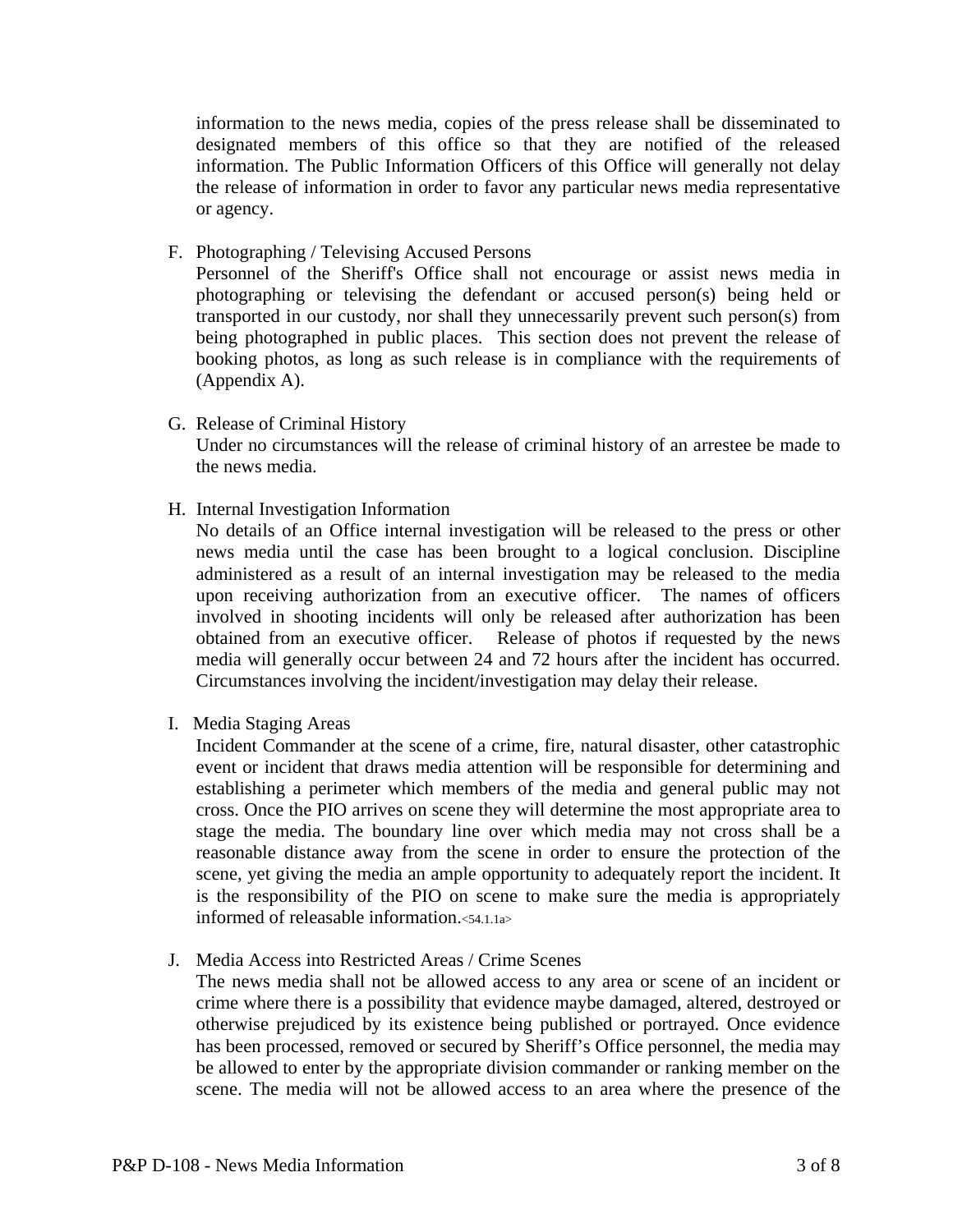information to the news media, copies of the press release shall be disseminated to designated members of this office so that they are notified of the released information. The Public Information Officers of this Office will generally not delay the release of information in order to favor any particular news media representative or agency.

F. Photographing / Televising Accused Persons

Personnel of the Sheriff's Office shall not encourage or assist news media in photographing or televising the defendant or accused person(s) being held or transported in our custody, nor shall they unnecessarily prevent such person(s) from being photographed in public places. This section does not prevent the release of booking photos, as long as such release is in compliance with the requirements of (Appendix A).

G. Release of Criminal History

Under no circumstances will the release of criminal history of an arrestee be made to the news media.

H. Internal Investigation Information

No details of an Office internal investigation will be released to the press or other news media until the case has been brought to a logical conclusion. Discipline administered as a result of an internal investigation may be released to the media upon receiving authorization from an executive officer. The names of officers involved in shooting incidents will only be released after authorization has been obtained from an executive officer. Release of photos if requested by the news media will generally occur between 24 and 72 hours after the incident has occurred. Circumstances involving the incident/investigation may delay their release.

I. Media Staging Areas

Incident Commander at the scene of a crime, fire, natural disaster, other catastrophic event or incident that draws media attention will be responsible for determining and establishing a perimeter which members of the media and general public may not cross. Once the PIO arrives on scene they will determine the most appropriate area to stage the media. The boundary line over which media may not cross shall be a reasonable distance away from the scene in order to ensure the protection of the scene, yet giving the media an ample opportunity to adequately report the incident. It is the responsibility of the PIO on scene to make sure the media is appropriately informed of releasable information.<54.1.1a>

J. Media Access into Restricted Areas / Crime Scenes

The news media shall not be allowed access to any area or scene of an incident or crime where there is a possibility that evidence maybe damaged, altered, destroyed or otherwise prejudiced by its existence being published or portrayed. Once evidence has been processed, removed or secured by Sheriff's Office personnel, the media may be allowed to enter by the appropriate division commander or ranking member on the scene. The media will not be allowed access to an area where the presence of the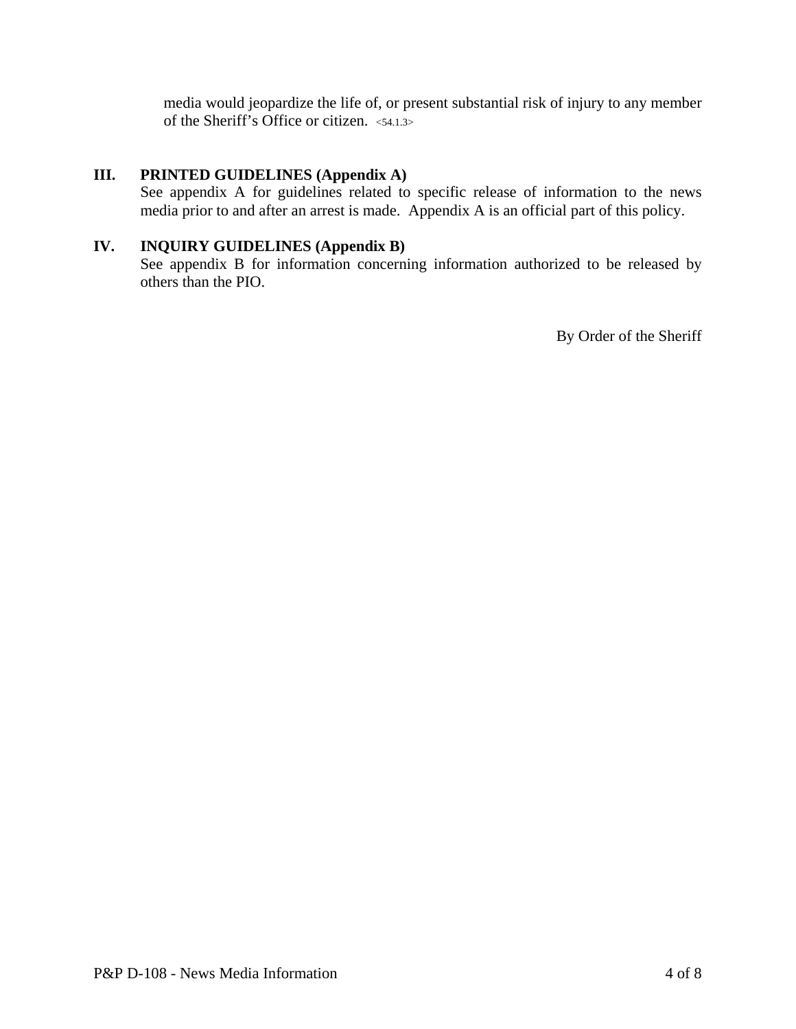media would jeopardize the life of, or present substantial risk of injury to any member of the Sheriff's Office or citizen. <54.1.3>

## III. PRINTED GUIDELINES (Appendix A)

See appendix A for guidelines related to specific release of information to the news media prior to and after an arrest is made. Appendix A is an official part of this policy.

## IV. INQUIRY GUIDELINES (Appendix B)

See appendix B for information concerning information authorized to be released by others than the PIO.

By Order of the Sheriff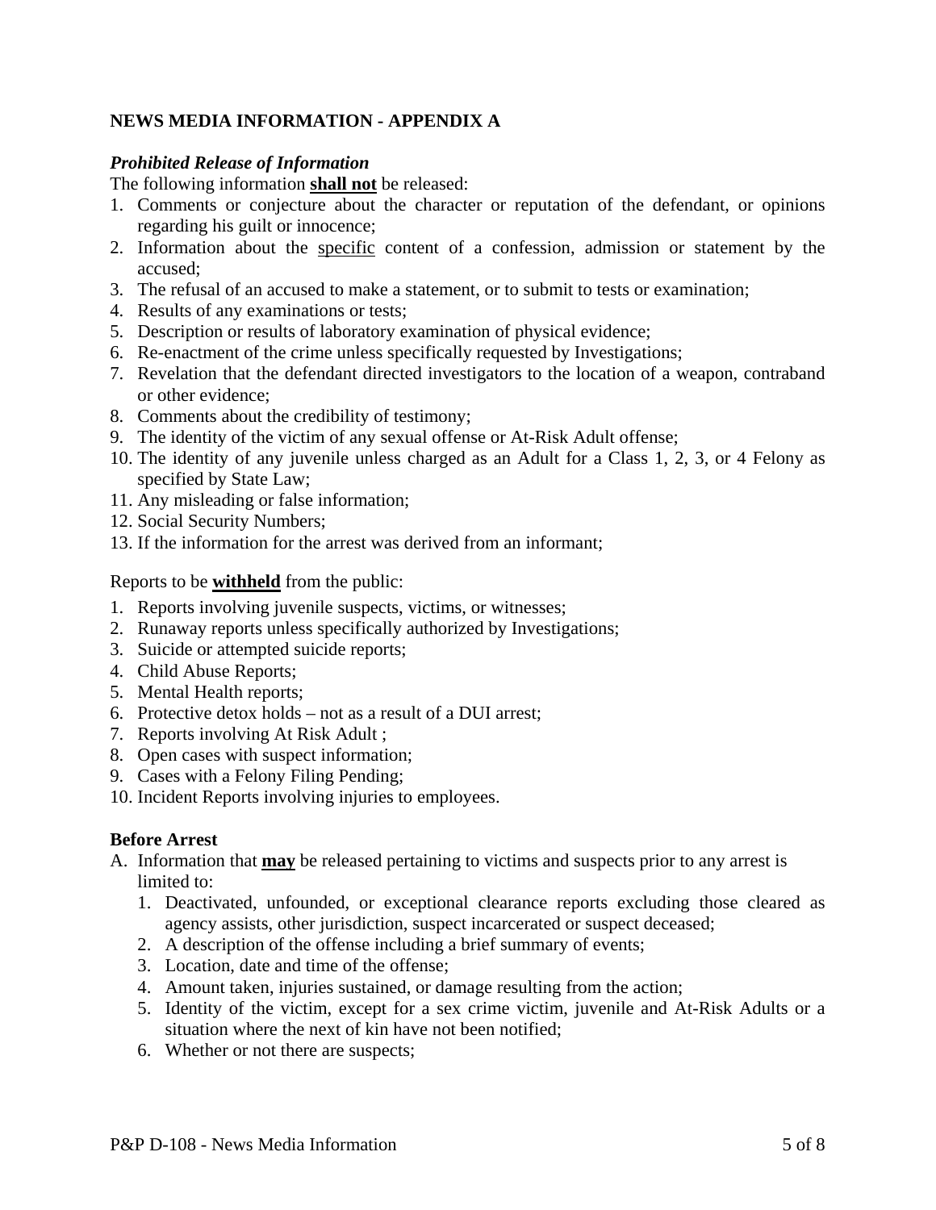**NEWS MEDIA INFORMATION - APPENDIX A**

***Prohibited Release of Information***

The following information **<u>shall not</u>** be released:

1. Comments or conjecture about the character or reputation of the defendant, or opinions regarding his guilt or innocence;
2. Information about the <u>specific</u> content of a confession, admission or statement by the accused;
3. The refusal of an accused to make a statement, or to submit to tests or examination;
4. Results of any examinations or tests;
5. Description or results of laboratory examination of physical evidence;
6. Re-enactment of the crime unless specifically requested by Investigations;
7. Revelation that the defendant directed investigators to the location of a weapon, contraband or other evidence;
8. Comments about the credibility of testimony;
9. The identity of the victim of any sexual offense or At-Risk Adult offense;
10. The identity of any juvenile unless charged as an Adult for a Class 1, 2, 3, or 4 Felony as specified by State Law;
11. Any misleading or false information;
12. Social Security Numbers;
13. If the information for the arrest was derived from an informant;

Reports to be **<u>withheld</u>** from the public:

1. Reports involving juvenile suspects, victims, or witnesses;
2. Runaway reports unless specifically authorized by Investigations;
3. Suicide or attempted suicide reports;
4. Child Abuse Reports;
5. Mental Health reports;
6. Protective detox holds – not as a result of a DUI arrest;
7. Reports involving At Risk Adult ;
8. Open cases with suspect information;
9. Cases with a Felony Filing Pending;
10. Incident Reports involving injuries to employees.

**Before Arrest**

A. Information that **<u>may</u>** be released pertaining to victims and suspects prior to any arrest is limited to:
   1. Deactivated, unfounded, or exceptional clearance reports excluding those cleared as agency assists, other jurisdiction, suspect incarcerated or suspect deceased;
   2. A description of the offense including a brief summary of events;
   3. Location, date and time of the offense;
   4. Amount taken, injuries sustained, or damage resulting from the action;
   5. Identity of the victim, except for a sex crime victim, juvenile and At-Risk Adults or a situation where the next of kin have not been notified;
   6. Whether or not there are suspects;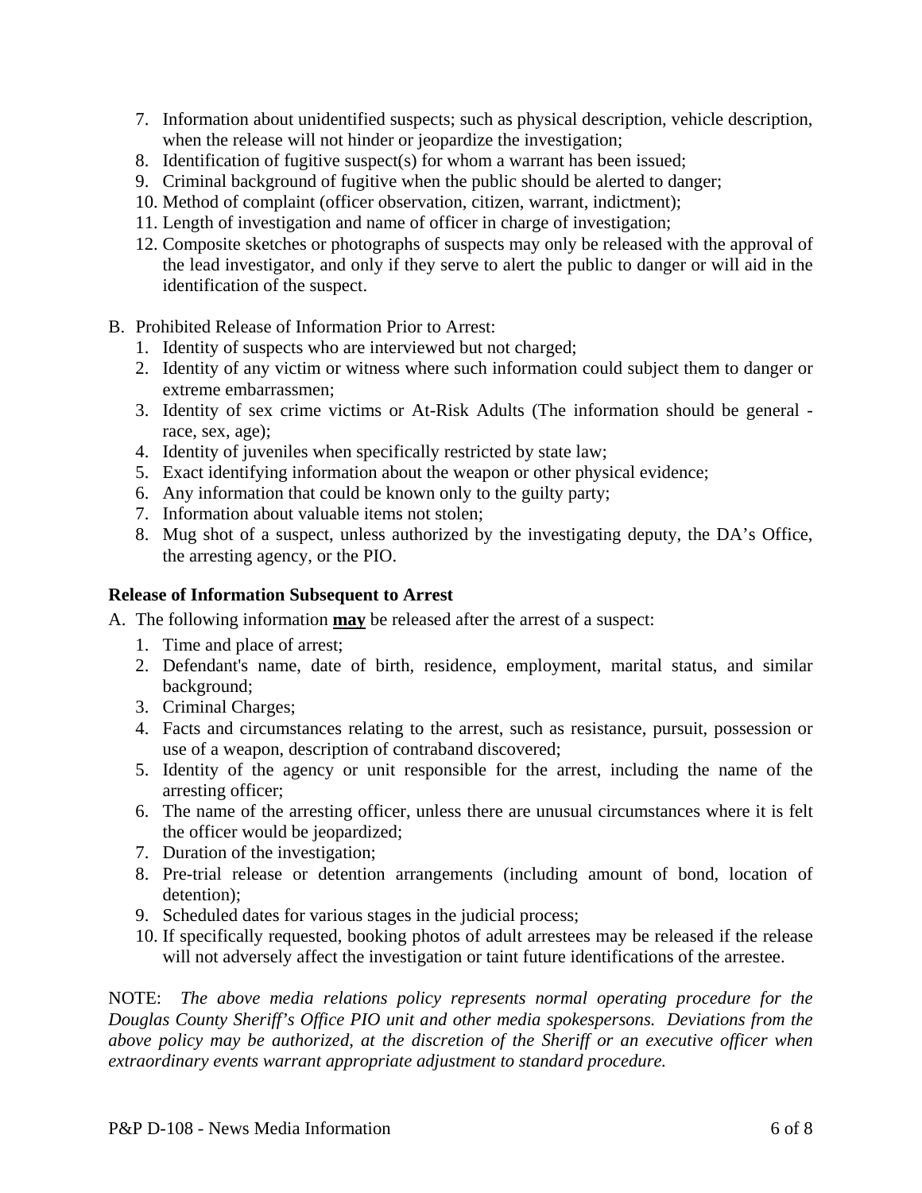7. Information about unidentified suspects; such as physical description, vehicle description, when the release will not hinder or jeopardize the investigation;
8. Identification of fugitive suspect(s) for whom a warrant has been issued;
9. Criminal background of fugitive when the public should be alerted to danger;
10. Method of complaint (officer observation, citizen, warrant, indictment);
11. Length of investigation and name of officer in charge of investigation;
12. Composite sketches or photographs of suspects may only be released with the approval of the lead investigator, and only if they serve to alert the public to danger or will aid in the identification of the suspect.

B. Prohibited Release of Information Prior to Arrest:
   1. Identity of suspects who are interviewed but not charged;
   2. Identity of any victim or witness where such information could subject them to danger or extreme embarrassmen;
   3. Identity of sex crime victims or At-Risk Adults (The information should be general - race, sex, age);
   4. Identity of juveniles when specifically restricted by state law;
   5. Exact identifying information about the weapon or other physical evidence;
   6. Any information that could be known only to the guilty party;
   7. Information about valuable items not stolen;
   8. Mug shot of a suspect, unless authorized by the investigating deputy, the DA's Office, the arresting agency, or the PIO.

**Release of Information Subsequent to Arrest**

A. The following information **may** be released after the arrest of a suspect:
   1. Time and place of arrest;
   2. Defendant's name, date of birth, residence, employment, marital status, and similar background;
   3. Criminal Charges;
   4. Facts and circumstances relating to the arrest, such as resistance, pursuit, possession or use of a weapon, description of contraband discovered;
   5. Identity of the agency or unit responsible for the arrest, including the name of the arresting officer;
   6. The name of the arresting officer, unless there are unusual circumstances where it is felt the officer would be jeopardized;
   7. Duration of the investigation;
   8. Pre-trial release or detention arrangements (including amount of bond, location of detention);
   9. Scheduled dates for various stages in the judicial process;
   10. If specifically requested, booking photos of adult arrestees may be released if the release will not adversely affect the investigation or taint future identifications of the arrestee.

NOTE: *The above media relations policy represents normal operating procedure for the Douglas County Sheriff's Office PIO unit and other media spokespersons. Deviations from the above policy may be authorized, at the discretion of the Sheriff or an executive officer when extraordinary events warrant appropriate adjustment to standard procedure.*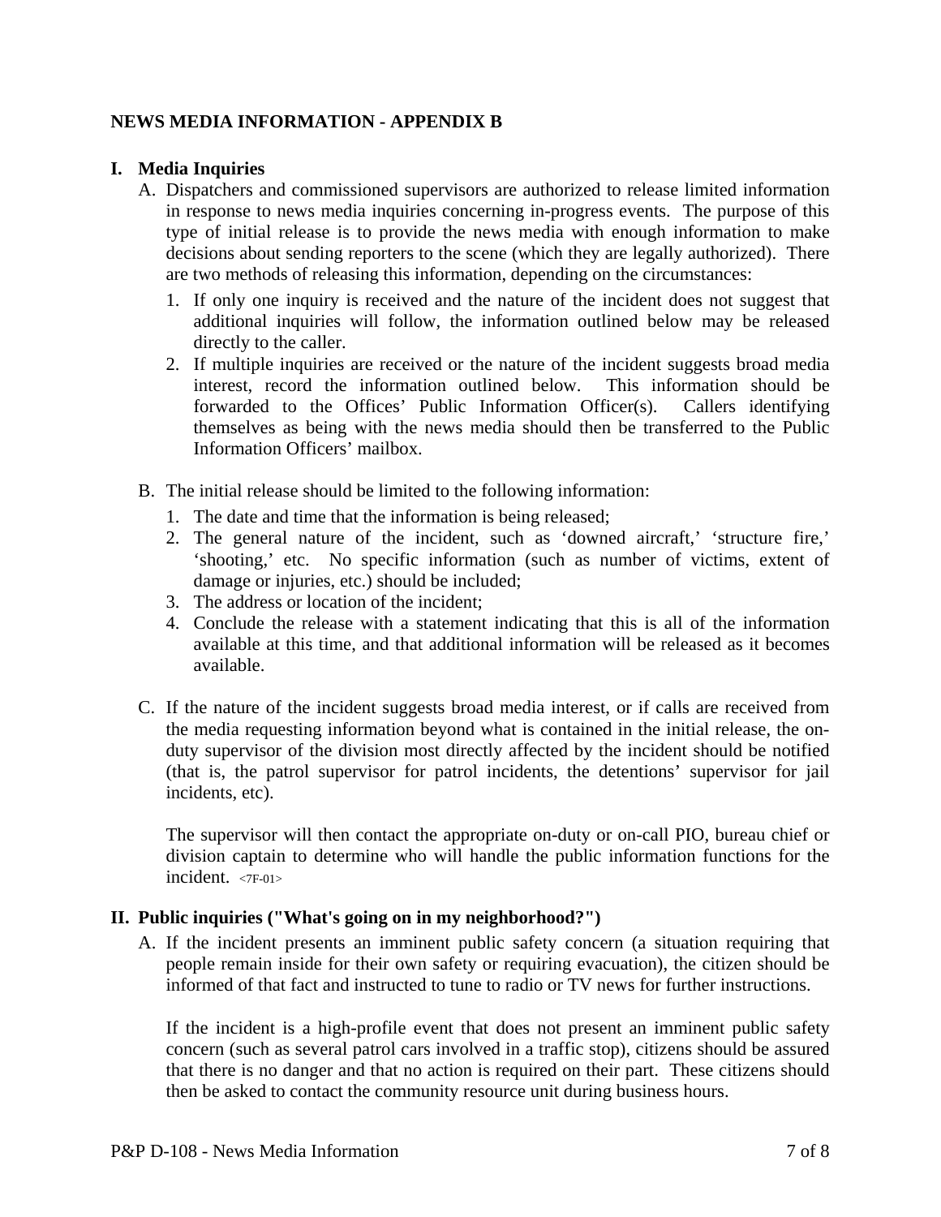## NEWS MEDIA INFORMATION - APPENDIX B

### I. Media Inquiries

A. Dispatchers and commissioned supervisors are authorized to release limited information in response to news media inquiries concerning in-progress events. The purpose of this type of initial release is to provide the news media with enough information to make decisions about sending reporters to the scene (which they are legally authorized). There are two methods of releasing this information, depending on the circumstances:

   1. If only one inquiry is received and the nature of the incident does not suggest that additional inquiries will follow, the information outlined below may be released directly to the caller.
   2. If multiple inquiries are received or the nature of the incident suggests broad media interest, record the information outlined below. This information should be forwarded to the Offices' Public Information Officer(s). Callers identifying themselves as being with the news media should then be transferred to the Public Information Officers' mailbox.

B. The initial release should be limited to the following information:

   1. The date and time that the information is being released;
   2. The general nature of the incident, such as 'downed aircraft,' 'structure fire,' 'shooting,' etc. No specific information (such as number of victims, extent of damage or injuries, etc.) should be included;
   3. The address or location of the incident;
   4. Conclude the release with a statement indicating that this is all of the information available at this time, and that additional information will be released as it becomes available.

C. If the nature of the incident suggests broad media interest, or if calls are received from the media requesting information beyond what is contained in the initial release, the on-duty supervisor of the division most directly affected by the incident should be notified (that is, the patrol supervisor for patrol incidents, the detentions' supervisor for jail incidents, etc).

   The supervisor will then contact the appropriate on-duty or on-call PIO, bureau chief or division captain to determine who will handle the public information functions for the incident. <7F-01>

### II. Public inquiries ("What's going on in my neighborhood?")

A. If the incident presents an imminent public safety concern (a situation requiring that people remain inside for their own safety or requiring evacuation), the citizen should be informed of that fact and instructed to tune to radio or TV news for further instructions.

   If the incident is a high-profile event that does not present an imminent public safety concern (such as several patrol cars involved in a traffic stop), citizens should be assured that there is no danger and that no action is required on their part. These citizens should then be asked to contact the community resource unit during business hours.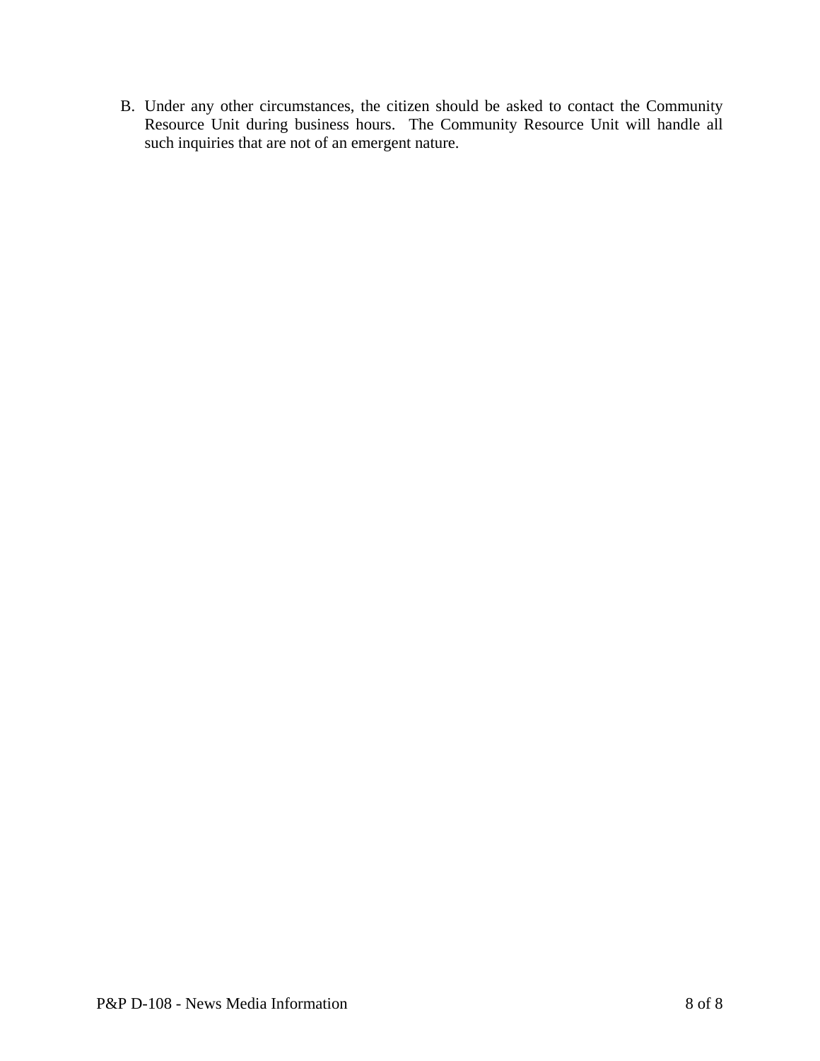B. Under any other circumstances, the citizen should be asked to contact the Community Resource Unit during business hours. The Community Resource Unit will handle all such inquiries that are not of an emergent nature.